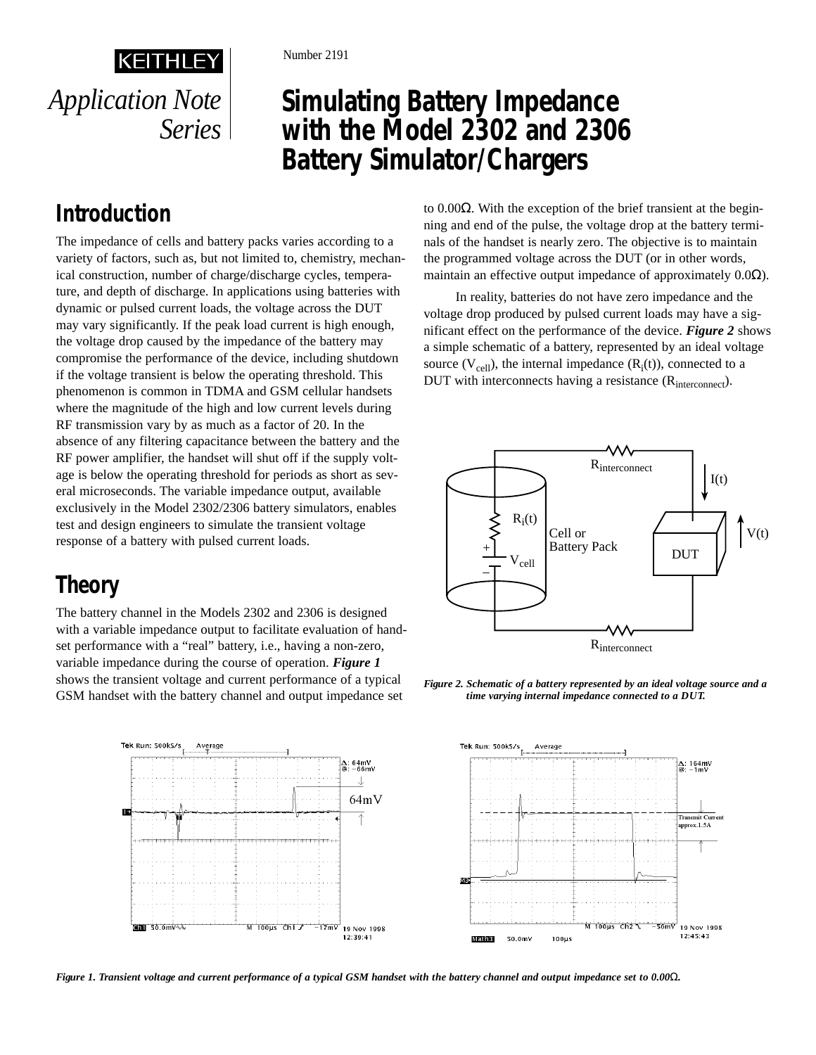KEITHLEY

*Application Note Series*

Number 2191

# Simulating Battery Impedance with the Model 2302 and 2306 Battery Simulator/Chargers

## Introduction

The impedance of cells and battery packs varies according to a variety of factors, such as, but not limited to, chemistry, mechanical construction, number of charge/discharge cycles, temperature, and depth of discharge. In applications using batteries with dynamic or pulsed current loads, the voltage across the DUT may vary significantly. If the peak load current is high enough, the voltage drop caused by the impedance of the battery may compromise the performance of the device, including shutdown if the voltage transient is below the operating threshold. This phenomenon is common in TDMA and GSM cellular handsets where the magnitude of the high and low current levels during RF transmission vary by as much as a factor of 20. In the absence of any filtering capacitance between the battery and the RF power amplifier, the handset will shut off if the supply voltage is below the operating threshold for periods as short as several microseconds. The variable impedance output, available exclusively in the Model 2302/2306 battery simulators, enables test and design engineers to simulate the transient voltage response of a battery with pulsed current loads.

## Theory

The battery channel in the Models 2302 and 2306 is designed with a variable impedance output to facilitate evaluation of handset performance with a "real" battery, i.e., having a non-zero, variable impedance during the course of operation. ***Figure 1*** shows the transient voltage and current performance of a typical GSM handset with the battery channel and output impedance set to 0.00Ω. With the exception of the brief transient at the beginning and end of the pulse, the voltage drop at the battery terminals of the handset is nearly zero. The objective is to maintain the programmed voltage across the DUT (or in other words, maintain an effective output impedance of approximately 0.0Ω).

In reality, batteries do not have zero impedance and the voltage drop produced by pulsed current loads may have a significant effect on the performance of the device. ***Figure 2*** shows a simple schematic of a battery, represented by an ideal voltage source ($V_{cell}$), the internal impedance ($R_i(t)$), connected to a DUT with interconnects having a resistance ($R_{interconnect}$).

*Figure 2. Schematic of a battery represented by an ideal voltage source and a time varying internal impedance connected to a DUT.*

*Figure 1. Transient voltage and current performance of a typical GSM handset with the battery channel and output impedance set to 0.00Ω.*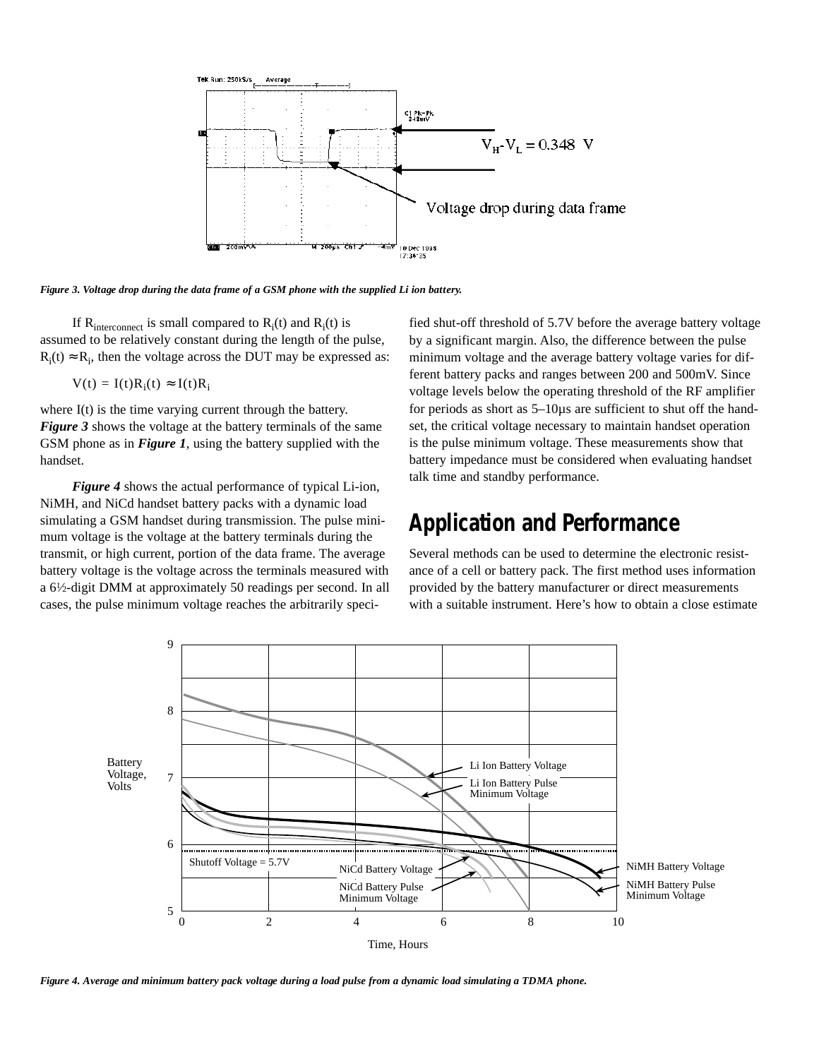*Figure 3. Voltage drop during the data frame of a GSM phone with the supplied Li ion battery.*

If $R_{interconnect}$ is small compared to $R_i(t)$ and $R_i(t)$ is assumed to be relatively constant during the length of the pulse, $R_i(t) \approx R_i$, then the voltage across the DUT may be expressed as:

$$V(t) = I(t)R_i(t) \approx I(t)R_i$$

where I(t) is the time varying current through the battery. ***Figure 3*** shows the voltage at the battery terminals of the same GSM phone as in ***Figure 1***, using the battery supplied with the handset.

***Figure 4*** shows the actual performance of typical Li-ion, NiMH, and NiCd handset battery packs with a dynamic load simulating a GSM handset during transmission. The pulse minimum voltage is the voltage at the battery terminals during the transmit, or high current, portion of the data frame. The average battery voltage is the voltage across the terminals measured with a 6½-digit DMM at approximately 50 readings per second. In all cases, the pulse minimum voltage reaches the arbitrarily specified shut-off threshold of 5.7V before the average battery voltage by a significant margin. Also, the difference between the pulse minimum voltage and the average battery voltage varies for different battery packs and ranges between 200 and 500mV. Since voltage levels below the operating threshold of the RF amplifier for periods as short as 5–10μs are sufficient to shut off the handset, the critical voltage necessary to maintain handset operation is the pulse minimum voltage. These measurements show that battery impedance must be considered when evaluating handset talk time and standby performance.

## Application and Performance

Several methods can be used to determine the electronic resistance of a cell or battery pack. The first method uses information provided by the battery manufacturer or direct measurements with a suitable instrument. Here's how to obtain a close estimate

*Figure 4. Average and minimum battery pack voltage during a load pulse from a dynamic load simulating a TDMA phone.*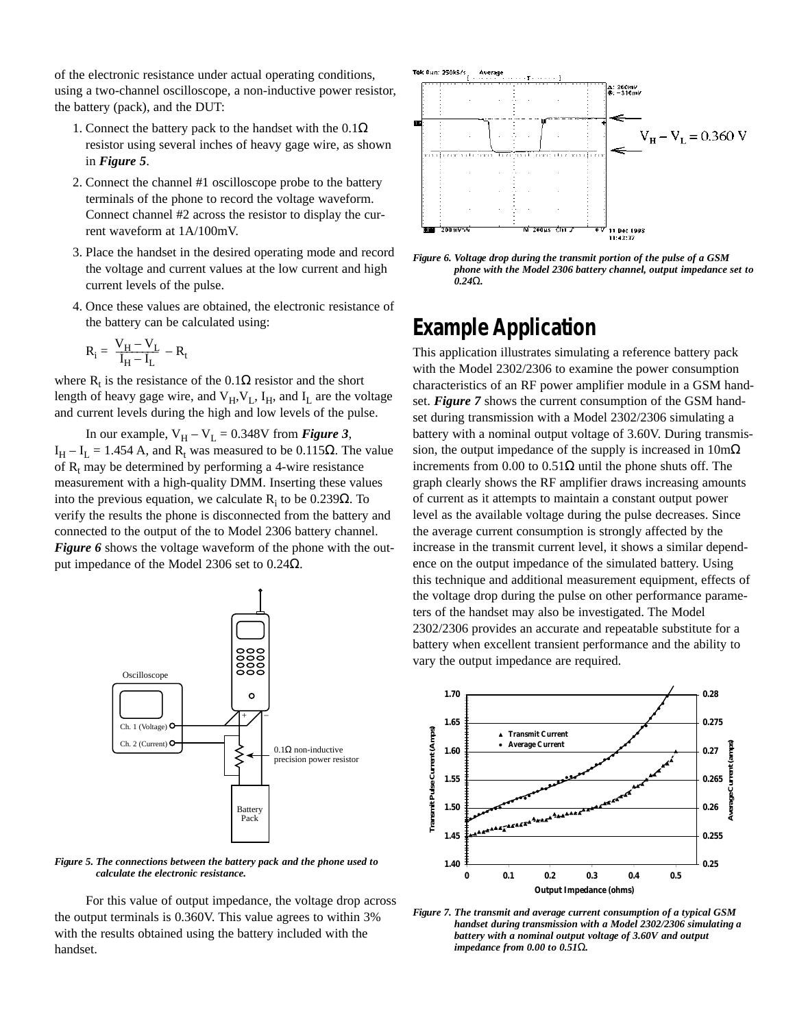of the electronic resistance under actual operating conditions, using a two-channel oscilloscope, a non-inductive power resistor, the battery (pack), and the DUT:

1. Connect the battery pack to the handset with the 0.1Ω resistor using several inches of heavy gage wire, as shown in ***Figure 5***.
2. Connect the channel #1 oscilloscope probe to the battery terminals of the phone to record the voltage waveform. Connect channel #2 across the resistor to display the current waveform at 1A/100mV.
3. Place the handset in the desired operating mode and record the voltage and current values at the low current and high current levels of the pulse.
4. Once these values are obtained, the electronic resistance of the battery can be calculated using:

$$R_i = \frac{V_H - V_L}{I_H - I_L} - R_t$$

where $R_t$ is the resistance of the 0.1Ω resistor and the short length of heavy gage wire, and $V_H$, $V_L$, $I_H$, and $I_L$ are the voltage and current levels during the high and low levels of the pulse.

In our example, $V_H - V_L = 0.348$V from ***Figure 3***, $I_H - I_L = 1.454$ A, and $R_t$ was measured to be 0.115Ω. The value of $R_t$ may be determined by performing a 4-wire resistance measurement with a high-quality DMM. Inserting these values into the previous equation, we calculate $R_i$ to be 0.239Ω. To verify the results the phone is disconnected from the battery and connected to the output of the to Model 2306 battery channel. ***Figure 6*** shows the voltage waveform of the phone with the output impedance of the Model 2306 set to 0.24Ω.

*Figure 5. The connections between the battery pack and the phone used to calculate the electronic resistance.*

For this value of output impedance, the voltage drop across the output terminals is 0.360V. This value agrees to within 3% with the results obtained using the battery included with the handset.

*Figure 6. Voltage drop during the transmit portion of the pulse of a GSM phone with the Model 2306 battery channel, output impedance set to 0.24Ω.*

## Example Application

This application illustrates simulating a reference battery pack with the Model 2302/2306 to examine the power consumption characteristics of an RF power amplifier module in a GSM handset. ***Figure 7*** shows the current consumption of the GSM handset during transmission with a Model 2302/2306 simulating a battery with a nominal output voltage of 3.60V. During transmission, the output impedance of the supply is increased in 10mΩ increments from 0.00 to 0.51Ω until the phone shuts off. The graph clearly shows the RF amplifier draws increasing amounts of current as it attempts to maintain a constant output power level as the available voltage during the pulse decreases. Since the average current consumption is strongly affected by the increase in the transmit current level, it shows a similar dependence on the output impedance of the simulated battery. Using this technique and additional measurement equipment, effects of the voltage drop during the pulse on other performance parameters of the handset may also be investigated. The Model 2302/2306 provides an accurate and repeatable substitute for a battery when excellent transient performance and the ability to vary the output impedance are required.

*Figure 7. The transmit and average current consumption of a typical GSM handset during transmission with a Model 2302/2306 simulating a battery with a nominal output voltage of 3.60V and output impedance from 0.00 to 0.51Ω.*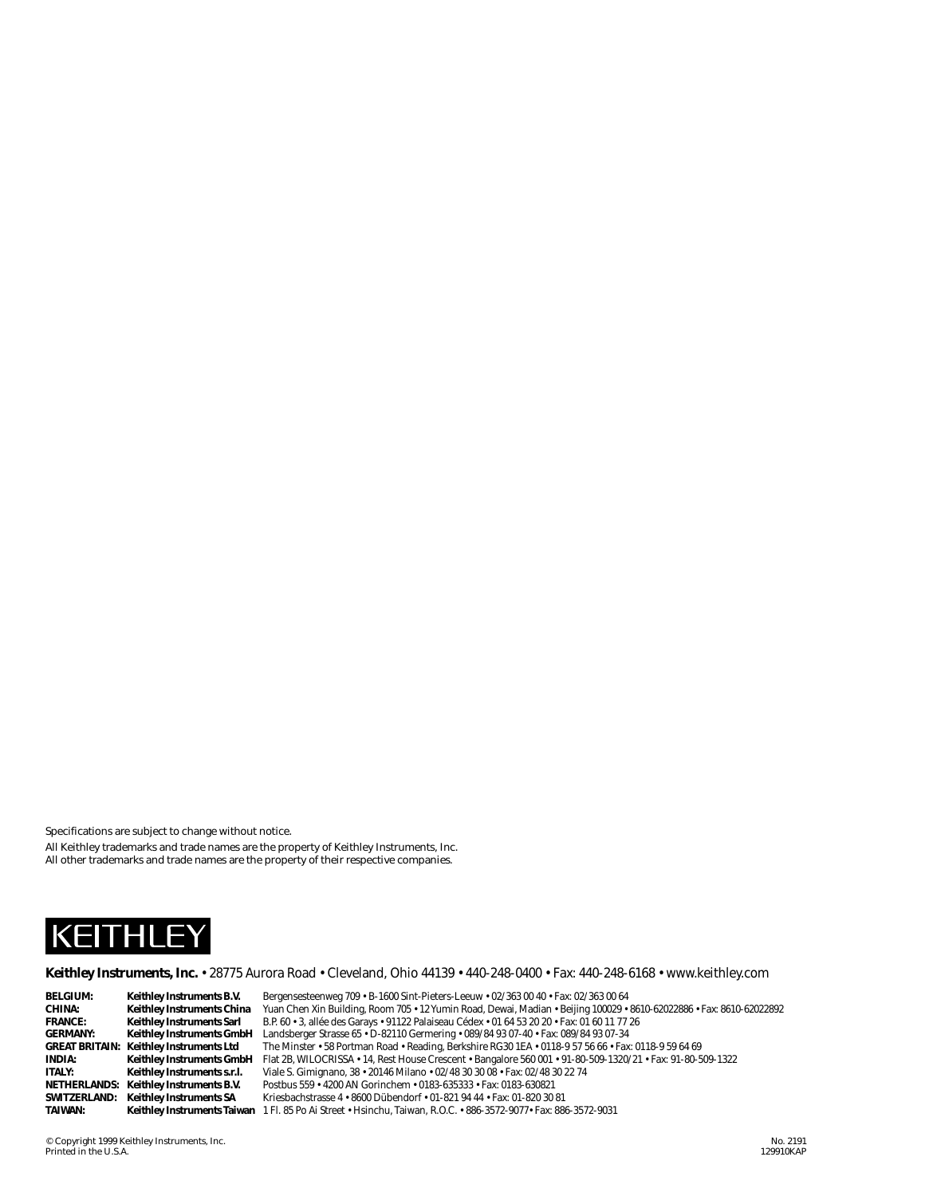Specifications are subject to change without notice.

All Keithley trademarks and trade names are the property of Keithley Instruments, Inc.
All other trademarks and trade names are the property of their respective companies.

KEITHLEY

**Keithley Instruments, Inc.** • 28775 Aurora Road • Cleveland, Ohio 44139 • 440-248-0400 • Fax: 440-248-6168 • www.keithley.com

| | | |
|---|---|---|
| **BELGIUM:** | **Keithley Instruments B.V.** | Bergensesteenweg 709 • B-1600 Sint-Pieters-Leeuw • 02/363 00 40 • Fax: 02/363 00 64 |
| **CHINA:** | **Keithley Instruments China** | Yuan Chen Xin Building, Room 705 • 12 Yumin Road, Dewai, Madian • Beijing 100029 • 8610-62022886 • Fax: 8610-62022892 |
| **FRANCE:** | **Keithley Instruments Sarl** | B.P. 60 • 3, allée des Garays • 91122 Palaiseau Cédex • 01 64 53 20 20 • Fax: 01 60 11 77 26 |
| **GERMANY:** | **Keithley Instruments GmbH** | Landsberger Strasse 65 • D-82110 Germering • 089/84 93 07-40 • Fax: 089/84 93 07-34 |
| **GREAT BRITAIN:** | **Keithley Instruments Ltd** | The Minster • 58 Portman Road • Reading, Berkshire RG30 1EA • 0118-9 57 56 66 • Fax: 0118-9 59 64 69 |
| **INDIA:** | **Keithley Instruments GmbH** | Flat 2B, WILOCRISSA • 14, Rest House Crescent • Bangalore 560 001 • 91-80-509-1320/21 • Fax: 91-80-509-1322 |
| **ITALY:** | **Keithley Instruments s.r.l.** | Viale S. Gimignano, 38 • 20146 Milano • 02/48 30 30 08 • Fax: 02/48 30 22 74 |
| **NETHERLANDS:** | **Keithley Instruments B.V.** | Postbus 559 • 4200 AN Gorinchem • 0183-635333 • Fax: 0183-630821 |
| **SWITZERLAND:** | **Keithley Instruments SA** | Kriesbachstrasse 4 • 8600 Dübendorf • 01-821 94 44 • Fax: 01-820 30 81 |
| **TAIWAN:** | **Keithley Instruments Taiwan** | 1 Fl. 85 Po Ai Street • Hsinchu, Taiwan, R.O.C. • 886-3572-9077• Fax: 886-3572-9031 |

© Copyright 1999 Keithley Instruments, Inc.
Printed in the U.S.A.

No. 2191
129910KAP